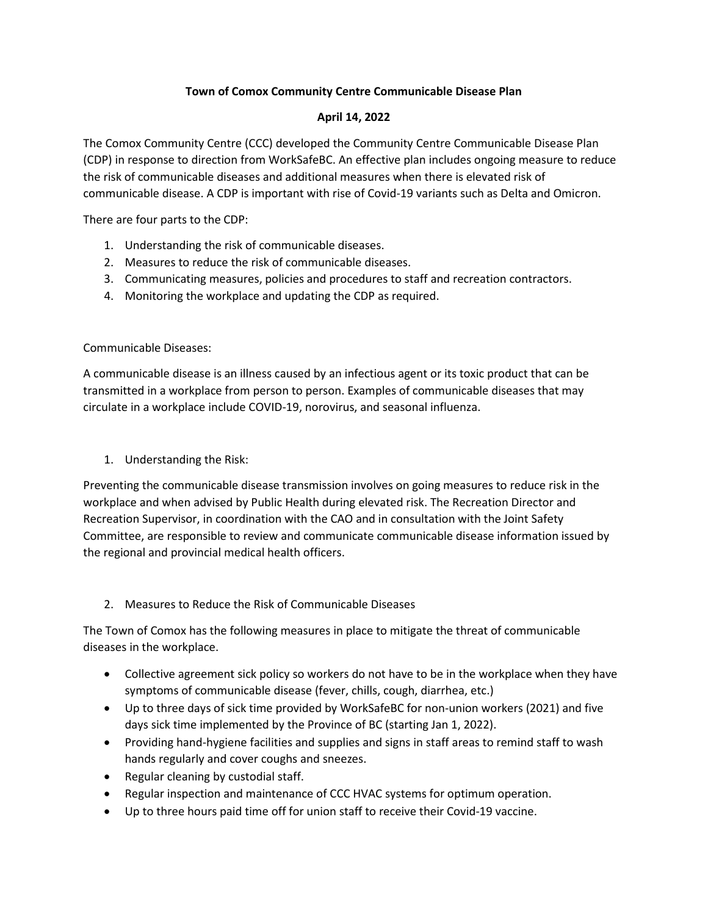# Town of Comox Community Centre Communicable Disease Plan

## April 14, 2022

The Comox Community Centre (CCC) developed the Community Centre Communicable Disease Plan (CDP) in response to direction from WorkSafeBC. An effective plan includes ongoing measure to reduce the risk of communicable diseases and additional measures when there is elevated risk of communicable disease. A CDP is important with rise of Covid-19 variants such as Delta and Omicron.

There are four parts to the CDP:

1. Understanding the risk of communicable diseases.
2. Measures to reduce the risk of communicable diseases.
3. Communicating measures, policies and procedures to staff and recreation contractors.
4. Monitoring the workplace and updating the CDP as required.

Communicable Diseases:

A communicable disease is an illness caused by an infectious agent or its toxic product that can be transmitted in a workplace from person to person. Examples of communicable diseases that may circulate in a workplace include COVID-19, norovirus, and seasonal influenza.

1. Understanding the Risk:

Preventing the communicable disease transmission involves on going measures to reduce risk in the workplace and when advised by Public Health during elevated risk. The Recreation Director and Recreation Supervisor, in coordination with the CAO and in consultation with the Joint Safety Committee, are responsible to review and communicate communicable disease information issued by the regional and provincial medical health officers.

2. Measures to Reduce the Risk of Communicable Diseases

The Town of Comox has the following measures in place to mitigate the threat of communicable diseases in the workplace.

- Collective agreement sick policy so workers do not have to be in the workplace when they have symptoms of communicable disease (fever, chills, cough, diarrhea, etc.)
- Up to three days of sick time provided by WorkSafeBC for non-union workers (2021) and five days sick time implemented by the Province of BC (starting Jan 1, 2022).
- Providing hand-hygiene facilities and supplies and signs in staff areas to remind staff to wash hands regularly and cover coughs and sneezes.
- Regular cleaning by custodial staff.
- Regular inspection and maintenance of CCC HVAC systems for optimum operation.
- Up to three hours paid time off for union staff to receive their Covid-19 vaccine.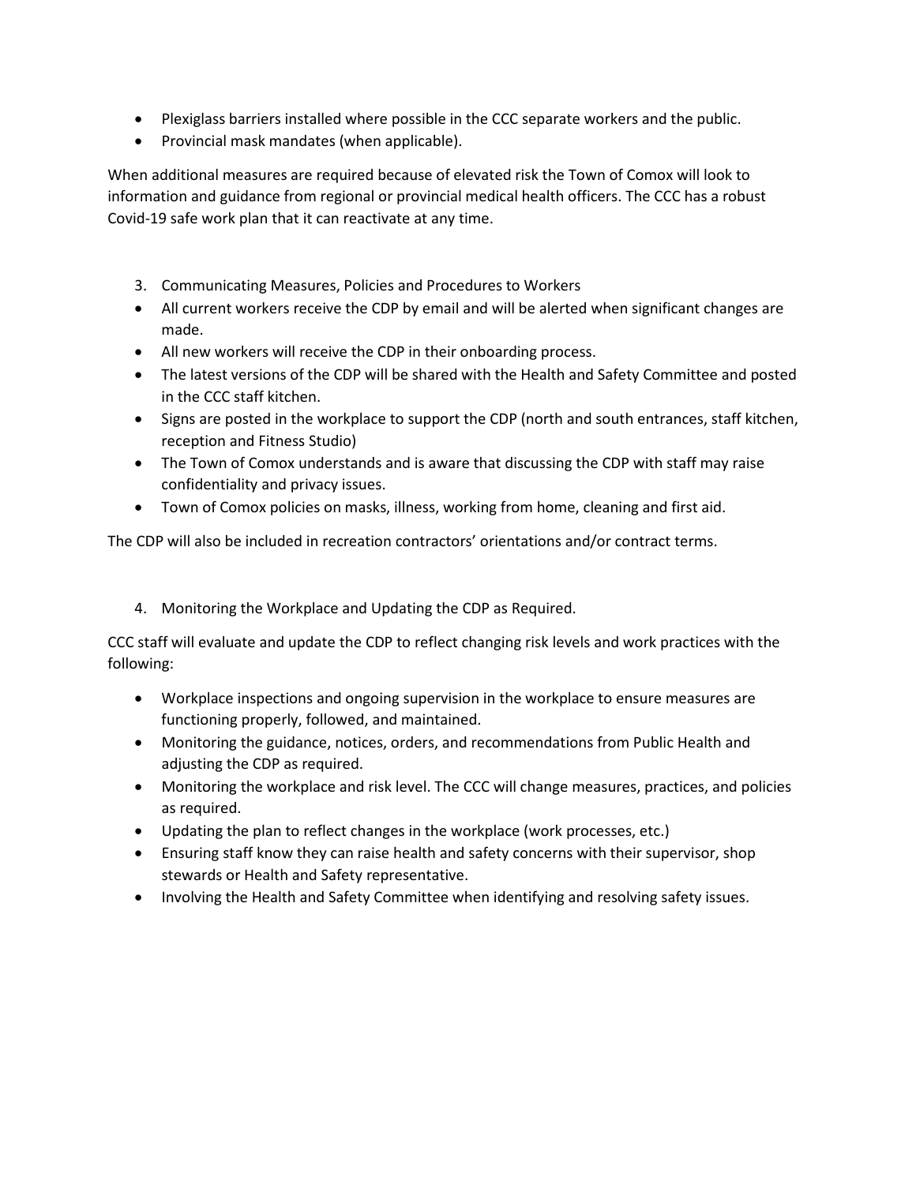- Plexiglass barriers installed where possible in the CCC separate workers and the public.
- Provincial mask mandates (when applicable).

When additional measures are required because of elevated risk the Town of Comox will look to information and guidance from regional or provincial medical health officers. The CCC has a robust Covid-19 safe work plan that it can reactivate at any time.

3. Communicating Measures, Policies and Procedures to Workers

- All current workers receive the CDP by email and will be alerted when significant changes are made.
- All new workers will receive the CDP in their onboarding process.
- The latest versions of the CDP will be shared with the Health and Safety Committee and posted in the CCC staff kitchen.
- Signs are posted in the workplace to support the CDP (north and south entrances, staff kitchen, reception and Fitness Studio)
- The Town of Comox understands and is aware that discussing the CDP with staff may raise confidentiality and privacy issues.
- Town of Comox policies on masks, illness, working from home, cleaning and first aid.

The CDP will also be included in recreation contractors' orientations and/or contract terms.

4. Monitoring the Workplace and Updating the CDP as Required.

CCC staff will evaluate and update the CDP to reflect changing risk levels and work practices with the following:

- Workplace inspections and ongoing supervision in the workplace to ensure measures are functioning properly, followed, and maintained.
- Monitoring the guidance, notices, orders, and recommendations from Public Health and adjusting the CDP as required.
- Monitoring the workplace and risk level. The CCC will change measures, practices, and policies as required.
- Updating the plan to reflect changes in the workplace (work processes, etc.)
- Ensuring staff know they can raise health and safety concerns with their supervisor, shop stewards or Health and Safety representative.
- Involving the Health and Safety Committee when identifying and resolving safety issues.